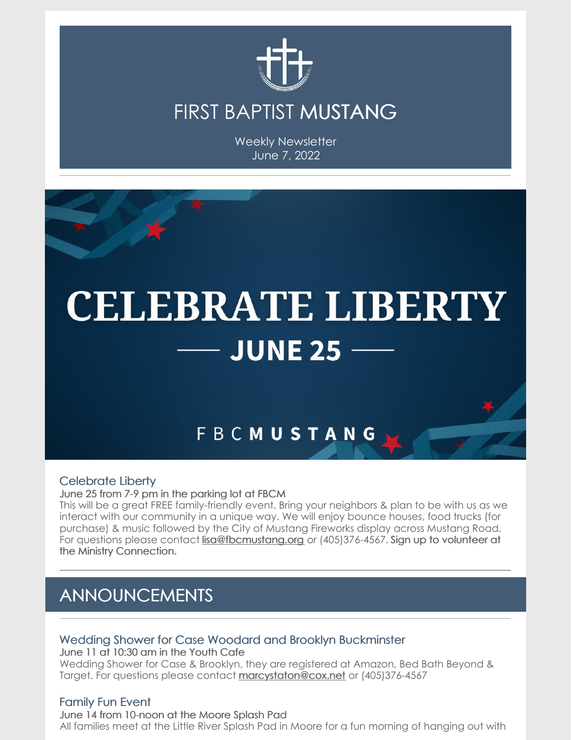# FIRST BAPTIST MUSTANG

Weekly Newsletter
June 7, 2022

---

# CELEBRATE LIBERTY
## — JUNE 25 —

FBC**MUSTANG**

### Celebrate Liberty

June 25 from 7-9 pm in the parking lot at FBCM

This will be a great FREE family-friendly event. Bring your neighbors & plan to be with us as we interact with our community in a unique way. We will enjoy bounce houses, food trucks (for purchase) & music followed by the City of Mustang Fireworks display across Mustang Road. For questions please contact lisa@fbcmustang.org or (405)376-4567. Sign up to volunteer at the Ministry Connection.

---

## ANNOUNCEMENTS

---

### Wedding Shower for Case Woodard and Brooklyn Buckminster

June 11 at 10:30 am in the Youth Cafe

Wedding Shower for Case & Brooklyn, they are registered at Amazon, Bed Bath Beyond & Target. For questions please contact marcystaton@cox.net or (405)376-4567

### Family Fun Event

June 14 from 10-noon at the Moore Splash Pad

All families meet at the Little River Splash Pad in Moore for a fun morning of hanging out with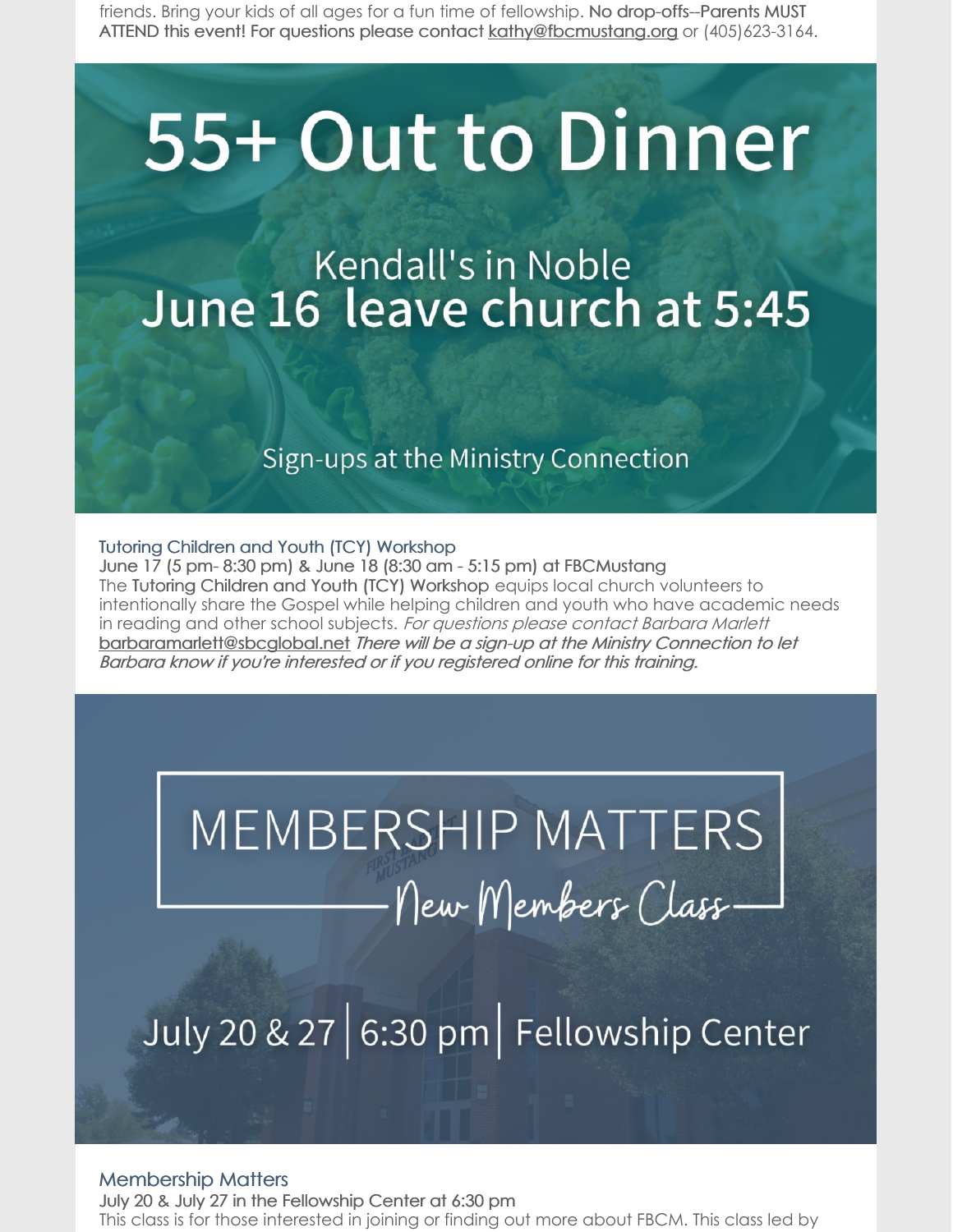friends. Bring your kids of all ages for a fun time of fellowship. **No drop-offs--Parents MUST ATTEND this event!** For questions please contact kathy@fbcmustang.org or (405)623-3164.

# 55+ Out to Dinner

Kendall's in Noble

June 16 leave church at 5:45

Sign-ups at the Ministry Connection

### Tutoring Children and Youth (TCY) Workshop

June 17 (5 pm- 8:30 pm) & June 18 (8:30 am - 5:15 pm) at FBCMustang

The Tutoring Children and Youth (TCY) Workshop equips local church volunteers to intentionally share the Gospel while helping children and youth who have academic needs in reading and other school subjects. *For questions please contact Barbara Marlett* barbaramarlett@sbcglobal.net *There will be a sign-up at the Ministry Connection to let Barbara know if you're interested or if you registered online for this training.*

# MEMBERSHIP MATTERS

New Members Class

July 20 & 27 | 6:30 pm | Fellowship Center

### Membership Matters

July 20 & July 27 in the Fellowship Center at 6:30 pm

This class is for those interested in joining or finding out more about FBCM. This class led by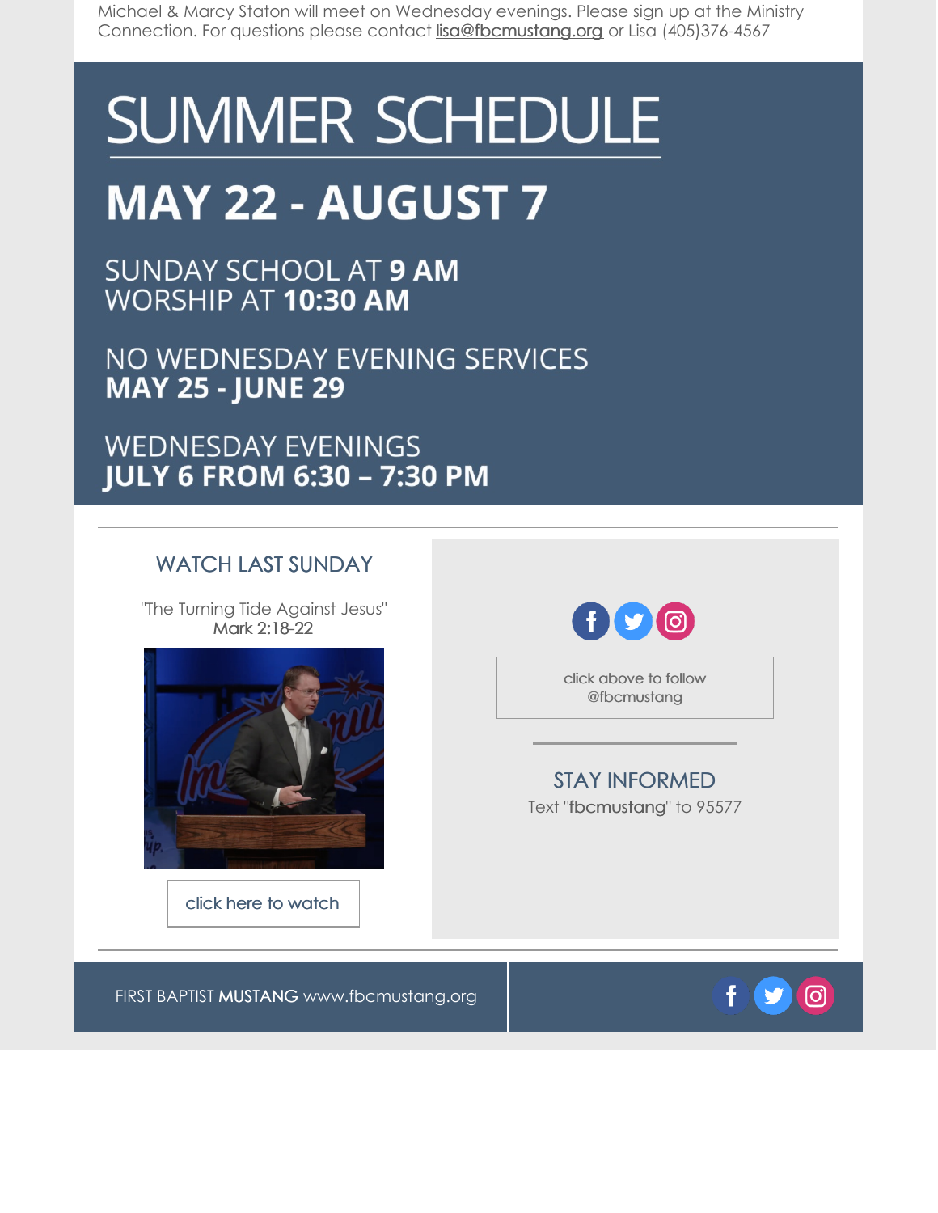Michael & Marcy Staton will meet on Wednesday evenings. Please sign up at the Ministry Connection. For questions please contact lisa@fbcmustang.org or Lisa (405)376-4567

# SUMMER SCHEDULE

## MAY 22 - AUGUST 7

SUNDAY SCHOOL AT **9 AM**
WORSHIP AT **10:30 AM**

NO WEDNESDAY EVENING SERVICES
**MAY 25 - JUNE 29**

WEDNESDAY EVENINGS
**JULY 6 FROM 6:30 – 7:30 PM**

### WATCH LAST SUNDAY

"The Turning Tide Against Jesus"
Mark 2:18-22

click here to watch

click above to follow @fbcmustang

### STAY INFORMED

Text "**fbcmustang**" to 95577

FIRST BAPTIST **MUSTANG** www.fbcmustang.org